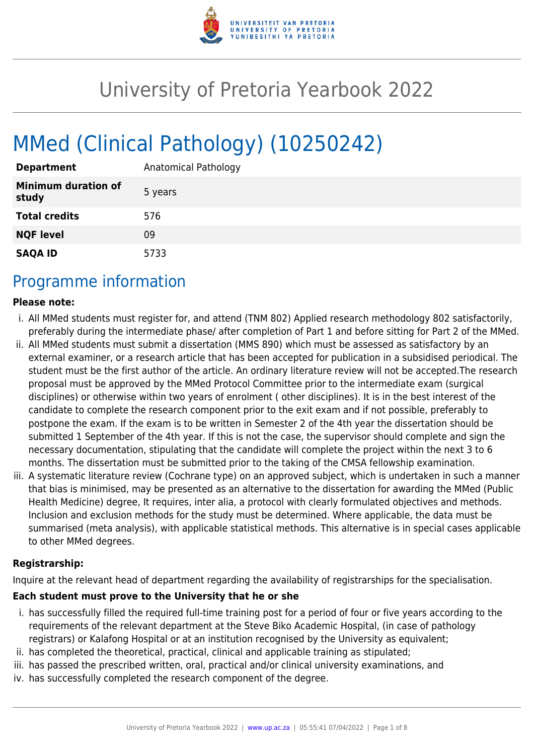# University of Pretoria Yearbook 2022

# MMed (Clinical Pathology) (10250242)

| | |
|---|---|
| **Department** | Anatomical Pathology |
| **Minimum duration of study** | 5 years |
| **Total credits** | 576 |
| **NQF level** | 09 |
| **SAQA ID** | 5733 |

## Programme information

**Please note:**

i. All MMed students must register for, and attend (TNM 802) Applied research methodology 802 satisfactorily, preferably during the intermediate phase/ after completion of Part 1 and before sitting for Part 2 of the MMed.

ii. All MMed students must submit a dissertation (MMS 890) which must be assessed as satisfactory by an external examiner, or a research article that has been accepted for publication in a subsidised periodical. The student must be the first author of the article. An ordinary literature review will not be accepted.The research proposal must be approved by the MMed Protocol Committee prior to the intermediate exam (surgical disciplines) or otherwise within two years of enrolment ( other disciplines). It is in the best interest of the candidate to complete the research component prior to the exit exam and if not possible, preferably to postpone the exam. If the exam is to be written in Semester 2 of the 4th year the dissertation should be submitted 1 September of the 4th year. If this is not the case, the supervisor should complete and sign the necessary documentation, stipulating that the candidate will complete the project within the next 3 to 6 months. The dissertation must be submitted prior to the taking of the CMSA fellowship examination.

iii. A systematic literature review (Cochrane type) on an approved subject, which is undertaken in such a manner that bias is minimised, may be presented as an alternative to the dissertation for awarding the MMed (Public Health Medicine) degree, It requires, inter alia, a protocol with clearly formulated objectives and methods. Inclusion and exclusion methods for the study must be determined. Where applicable, the data must be summarised (meta analysis), with applicable statistical methods. This alternative is in special cases applicable to other MMed degrees.

**Registrarship:**

Inquire at the relevant head of department regarding the availability of registrarships for the specialisation.

**Each student must prove to the University that he or she**

i. has successfully filled the required full-time training post for a period of four or five years according to the requirements of the relevant department at the Steve Biko Academic Hospital, (in case of pathology registrars) or Kalafong Hospital or at an institution recognised by the University as equivalent;

ii. has completed the theoretical, practical, clinical and applicable training as stipulated;

iii. has passed the prescribed written, oral, practical and/or clinical university examinations, and

iv. has successfully completed the research component of the degree.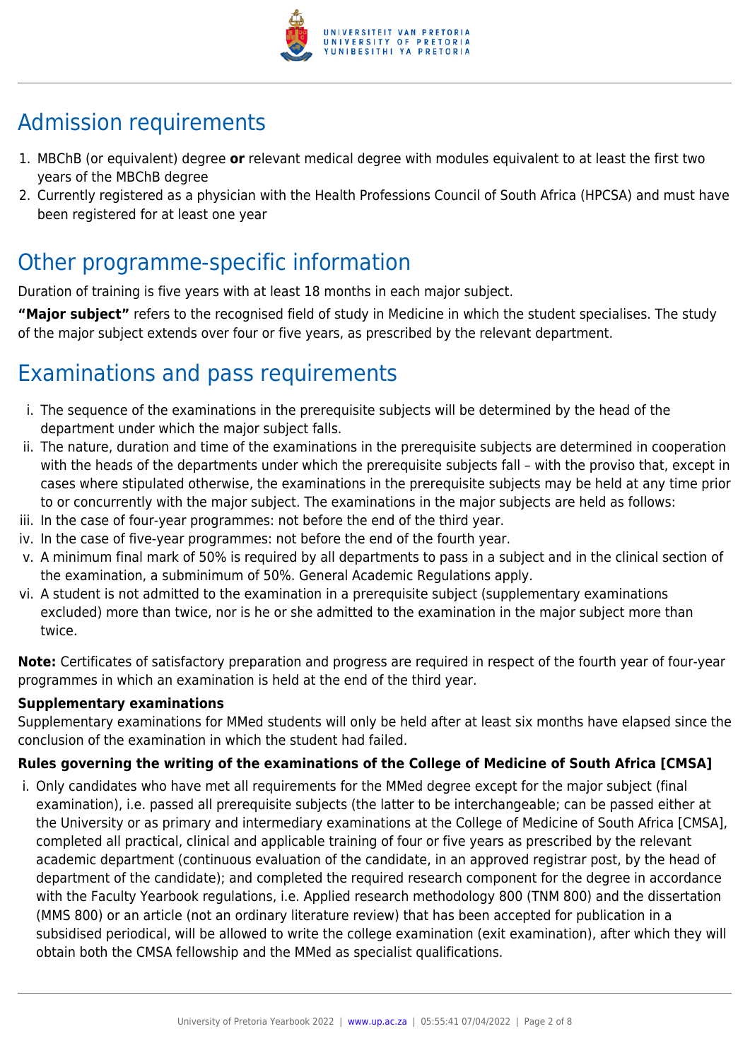## Admission requirements

1. MBChB (or equivalent) degree **or** relevant medical degree with modules equivalent to at least the first two years of the MBChB degree
2. Currently registered as a physician with the Health Professions Council of South Africa (HPCSA) and must have been registered for at least one year

## Other programme-specific information

Duration of training is five years with at least 18 months in each major subject.

**"Major subject"** refers to the recognised field of study in Medicine in which the student specialises. The study of the major subject extends over four or five years, as prescribed by the relevant department.

## Examinations and pass requirements

i. The sequence of the examinations in the prerequisite subjects will be determined by the head of the department under which the major subject falls.
ii. The nature, duration and time of the examinations in the prerequisite subjects are determined in cooperation with the heads of the departments under which the prerequisite subjects fall – with the proviso that, except in cases where stipulated otherwise, the examinations in the prerequisite subjects may be held at any time prior to or concurrently with the major subject. The examinations in the major subjects are held as follows:
iii. In the case of four-year programmes: not before the end of the third year.
iv. In the case of five-year programmes: not before the end of the fourth year.
v. A minimum final mark of 50% is required by all departments to pass in a subject and in the clinical section of the examination, a subminimum of 50%. General Academic Regulations apply.
vi. A student is not admitted to the examination in a prerequisite subject (supplementary examinations excluded) more than twice, nor is he or she admitted to the examination in the major subject more than twice.

**Note:** Certificates of satisfactory preparation and progress are required in respect of the fourth year of four-year programmes in which an examination is held at the end of the third year.

**Supplementary examinations**

Supplementary examinations for MMed students will only be held after at least six months have elapsed since the conclusion of the examination in which the student had failed.

**Rules governing the writing of the examinations of the College of Medicine of South Africa [CMSA]**

i. Only candidates who have met all requirements for the MMed degree except for the major subject (final examination), i.e. passed all prerequisite subjects (the latter to be interchangeable; can be passed either at the University or as primary and intermediary examinations at the College of Medicine of South Africa [CMSA], completed all practical, clinical and applicable training of four or five years as prescribed by the relevant academic department (continuous evaluation of the candidate, in an approved registrar post, by the head of department of the candidate); and completed the required research component for the degree in accordance with the Faculty Yearbook regulations, i.e. Applied research methodology 800 (TNM 800) and the dissertation (MMS 800) or an article (not an ordinary literature review) that has been accepted for publication in a subsidised periodical, will be allowed to write the college examination (exit examination), after which they will obtain both the CMSA fellowship and the MMed as specialist qualifications.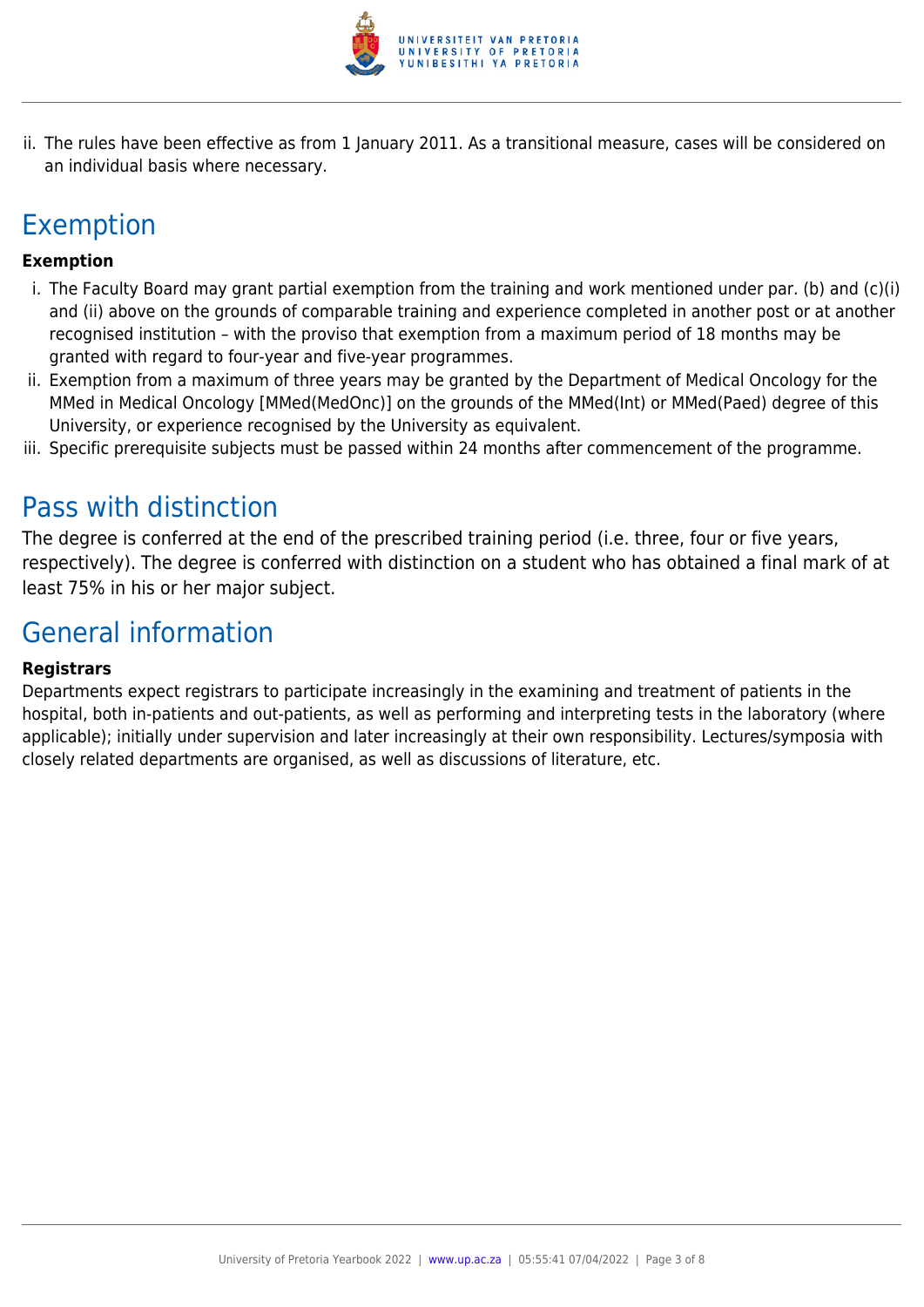ii. The rules have been effective as from 1 January 2011. As a transitional measure, cases will be considered on an individual basis where necessary.

## Exemption

**Exemption**

i. The Faculty Board may grant partial exemption from the training and work mentioned under par. (b) and (c)(i) and (ii) above on the grounds of comparable training and experience completed in another post or at another recognised institution – with the proviso that exemption from a maximum period of 18 months may be granted with regard to four-year and five-year programmes.
ii. Exemption from a maximum of three years may be granted by the Department of Medical Oncology for the MMed in Medical Oncology [MMed(MedOnc)] on the grounds of the MMed(Int) or MMed(Paed) degree of this University, or experience recognised by the University as equivalent.
iii. Specific prerequisite subjects must be passed within 24 months after commencement of the programme.

## Pass with distinction

The degree is conferred at the end of the prescribed training period (i.e. three, four or five years, respectively). The degree is conferred with distinction on a student who has obtained a final mark of at least 75% in his or her major subject.

## General information

**Registrars**

Departments expect registrars to participate increasingly in the examining and treatment of patients in the hospital, both in-patients and out-patients, as well as performing and interpreting tests in the laboratory (where applicable); initially under supervision and later increasingly at their own responsibility. Lectures/symposia with closely related departments are organised, as well as discussions of literature, etc.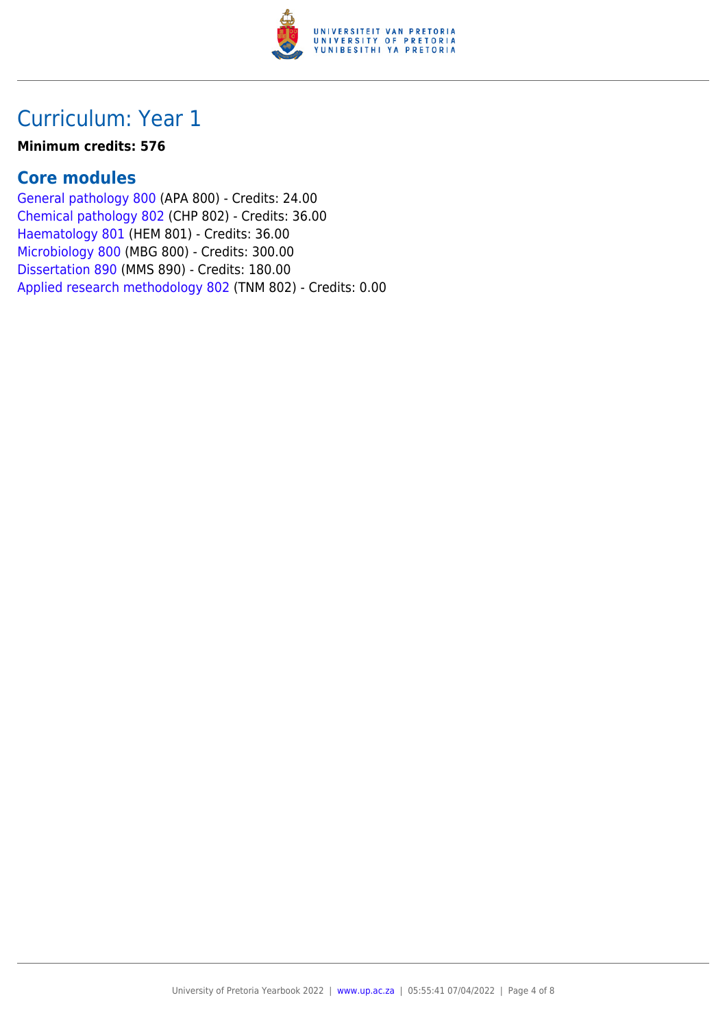# Curriculum: Year 1

**Minimum credits: 576**

## Core modules

General pathology 800 (APA 800) - Credits: 24.00
Chemical pathology 802 (CHP 802) - Credits: 36.00
Haematology 801 (HEM 801) - Credits: 36.00
Microbiology 800 (MBG 800) - Credits: 300.00
Dissertation 890 (MMS 890) - Credits: 180.00
Applied research methodology 802 (TNM 802) - Credits: 0.00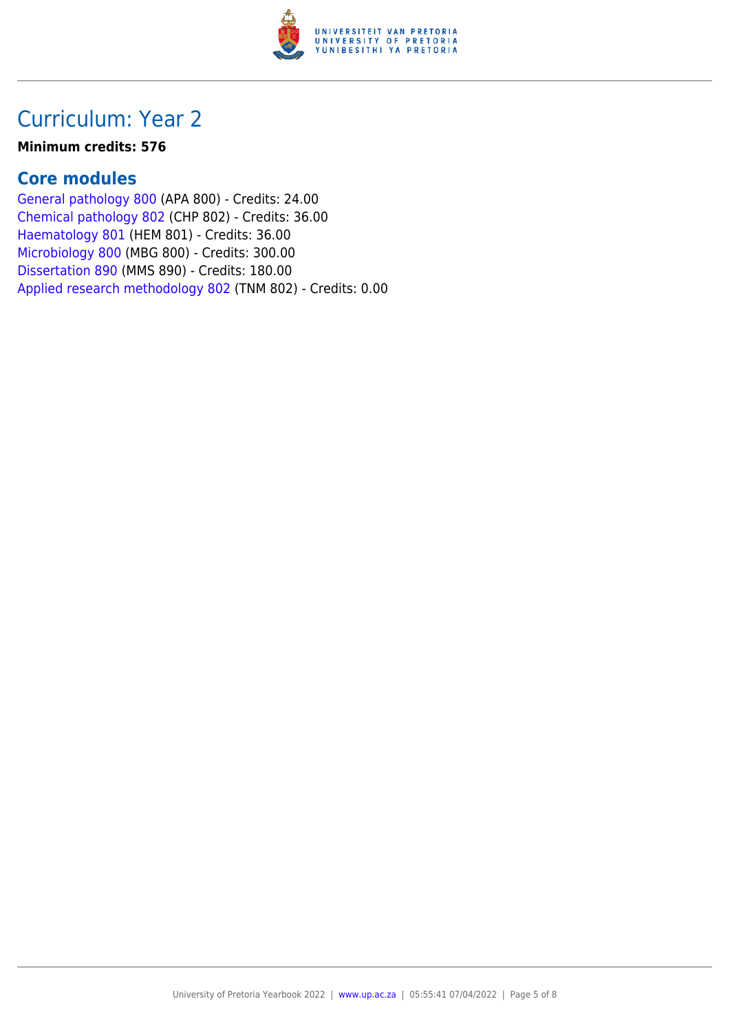## Curriculum: Year 2

**Minimum credits: 576**

### Core modules

General pathology 800 (APA 800) - Credits: 24.00
Chemical pathology 802 (CHP 802) - Credits: 36.00
Haematology 801 (HEM 801) - Credits: 36.00
Microbiology 800 (MBG 800) - Credits: 300.00
Dissertation 890 (MMS 890) - Credits: 180.00
Applied research methodology 802 (TNM 802) - Credits: 0.00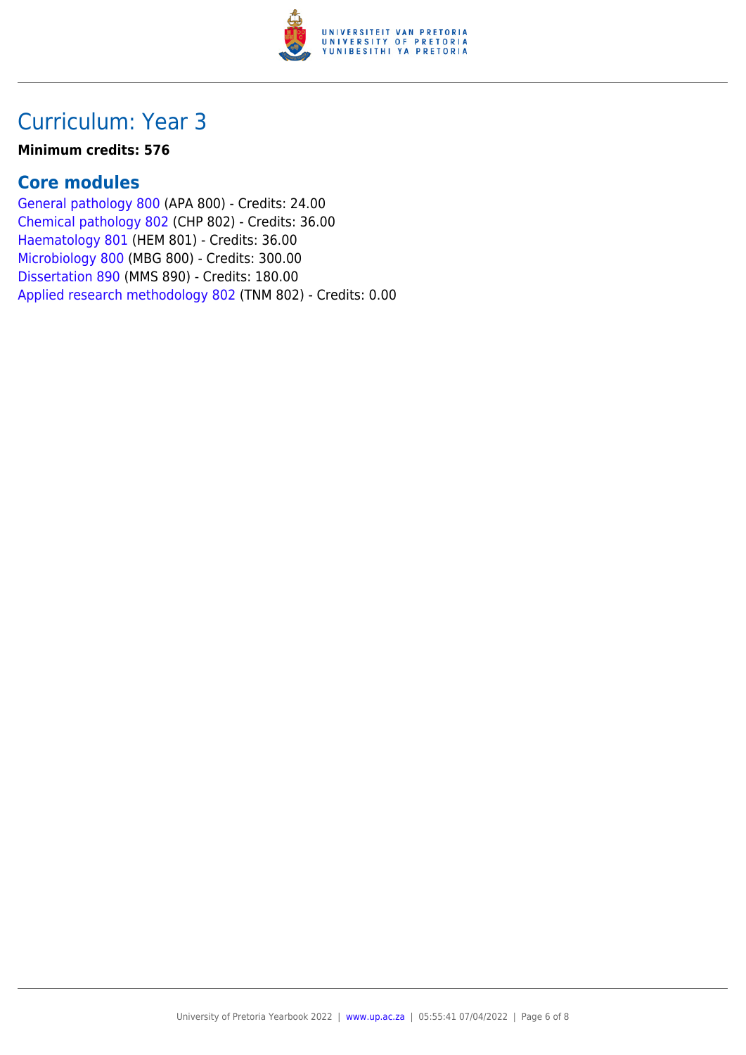# Curriculum: Year 3

**Minimum credits: 576**

## Core modules

General pathology 800 (APA 800) - Credits: 24.00
Chemical pathology 802 (CHP 802) - Credits: 36.00
Haematology 801 (HEM 801) - Credits: 36.00
Microbiology 800 (MBG 800) - Credits: 300.00
Dissertation 890 (MMS 890) - Credits: 180.00
Applied research methodology 802 (TNM 802) - Credits: 0.00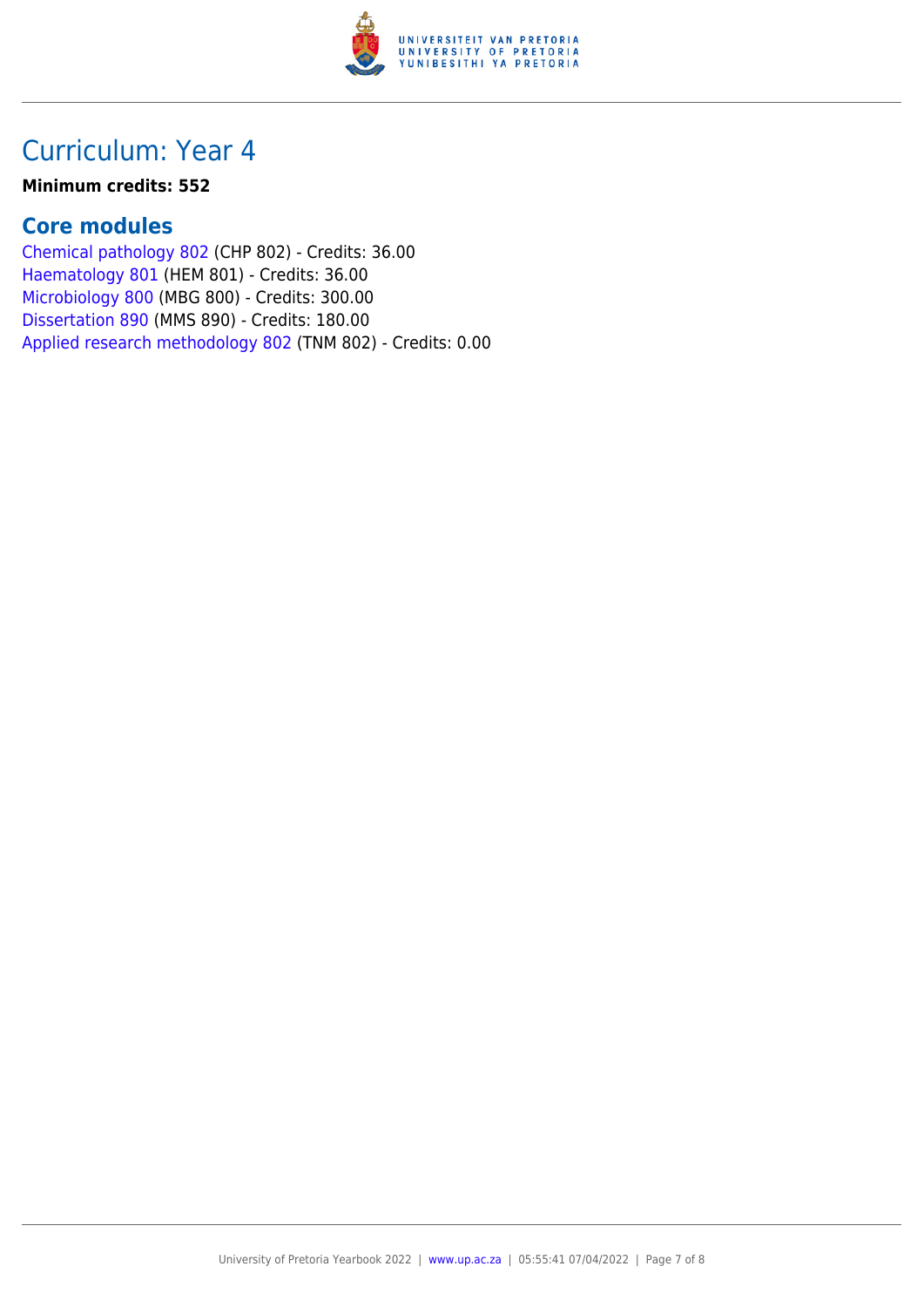## Curriculum: Year 4

**Minimum credits: 552**

### Core modules

Chemical pathology 802 (CHP 802) - Credits: 36.00
Haematology 801 (HEM 801) - Credits: 36.00
Microbiology 800 (MBG 800) - Credits: 300.00
Dissertation 890 (MMS 890) - Credits: 180.00
Applied research methodology 802 (TNM 802) - Credits: 0.00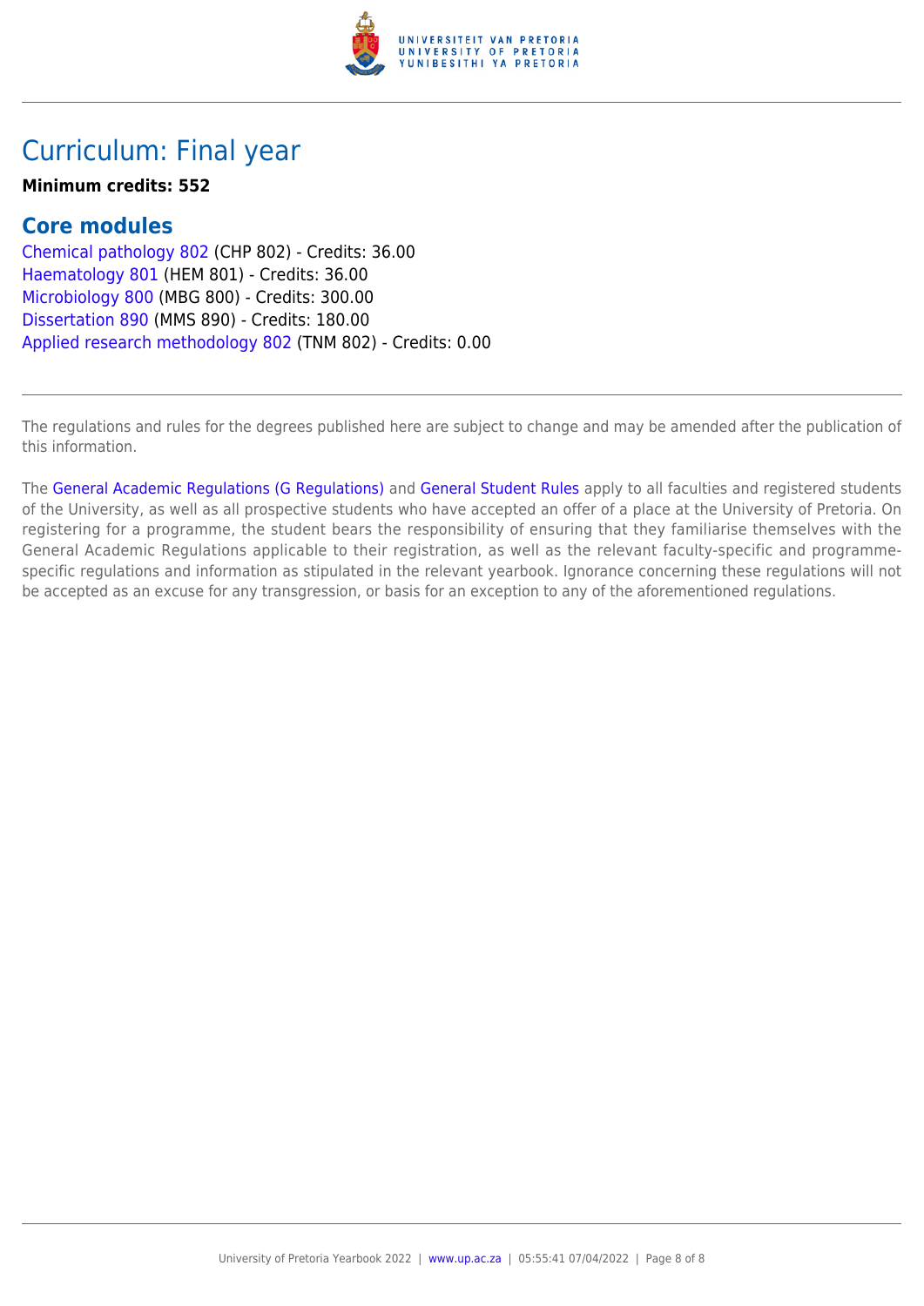## Curriculum: Final year

**Minimum credits: 552**

### Core modules

Chemical pathology 802 (CHP 802) - Credits: 36.00
Haematology 801 (HEM 801) - Credits: 36.00
Microbiology 800 (MBG 800) - Credits: 300.00
Dissertation 890 (MMS 890) - Credits: 180.00
Applied research methodology 802 (TNM 802) - Credits: 0.00

---

The regulations and rules for the degrees published here are subject to change and may be amended after the publication of this information.

The General Academic Regulations (G Regulations) and General Student Rules apply to all faculties and registered students of the University, as well as all prospective students who have accepted an offer of a place at the University of Pretoria. On registering for a programme, the student bears the responsibility of ensuring that they familiarise themselves with the General Academic Regulations applicable to their registration, as well as the relevant faculty-specific and programme-specific regulations and information as stipulated in the relevant yearbook. Ignorance concerning these regulations will not be accepted as an excuse for any transgression, or basis for an exception to any of the aforementioned regulations.